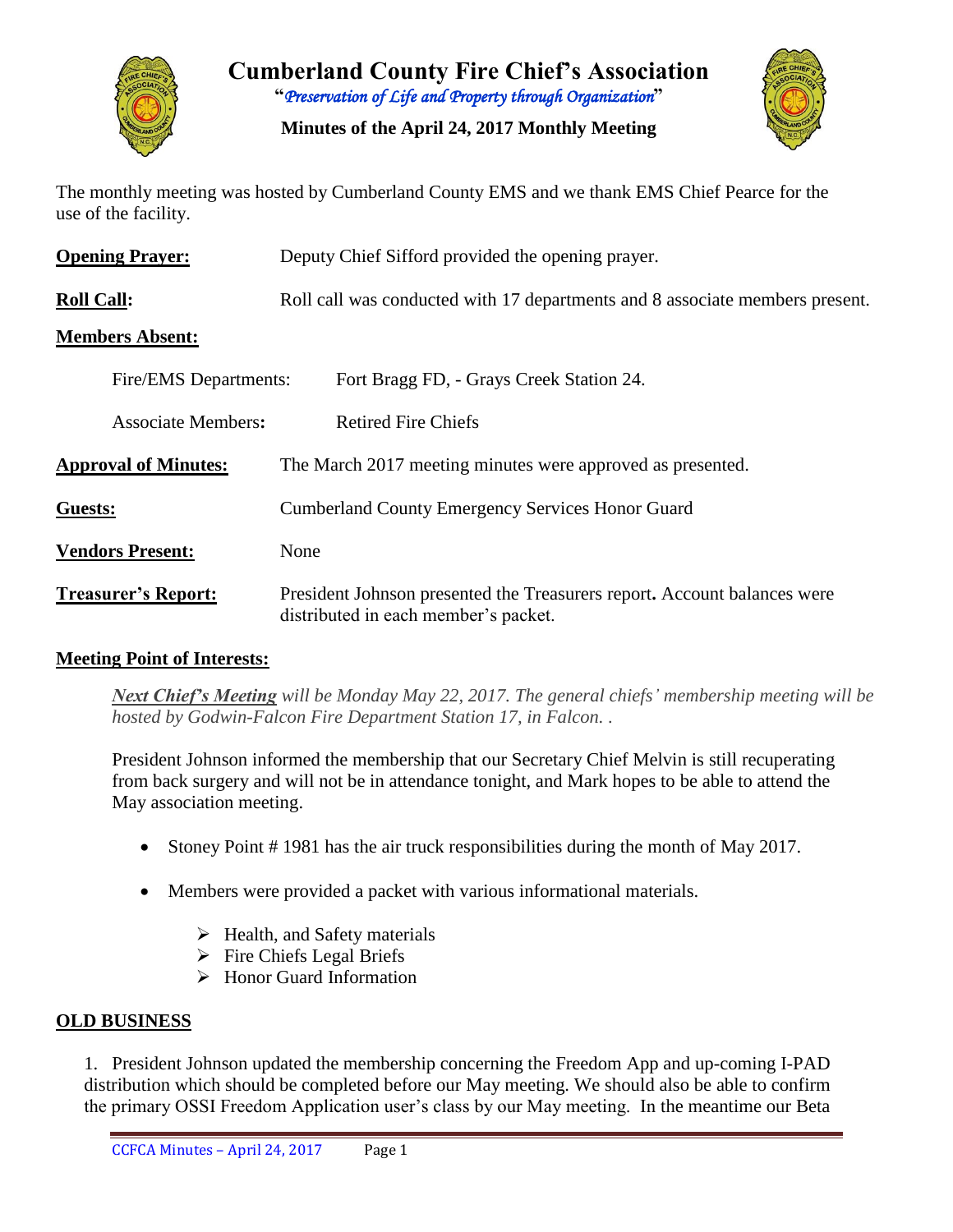# Cumberland County Fire Chief's Association

"*Preservation of Life and Property through Organization*"

**Minutes of the April 24, 2017 Monthly Meeting**

The monthly meeting was hosted by Cumberland County EMS and we thank EMS Chief Pearce for the use of the facility.

**Opening Prayer:** Deputy Chief Sifford provided the opening prayer.

**Roll Call:** Roll call was conducted with 17 departments and 8 associate members present.

**Members Absent:**

Fire/EMS Departments: Fort Bragg FD, - Grays Creek Station 24.

Associate Members**:** Retired Fire Chiefs

**Approval of Minutes:** The March 2017 meeting minutes were approved as presented.

**Guests:** Cumberland County Emergency Services Honor Guard

**Vendors Present:** None

**Treasurer's Report:** President Johnson presented the Treasurers report**.** Account balances were distributed in each member's packet.

**Meeting Point of Interests:**

***Next Chief's Meeting*** *will be Monday May 22, 2017. The general chiefs' membership meeting will be hosted by Godwin-Falcon Fire Department Station 17, in Falcon. .*

President Johnson informed the membership that our Secretary Chief Melvin is still recuperating from back surgery and will not be in attendance tonight, and Mark hopes to be able to attend the May association meeting.

- Stoney Point # 1981 has the air truck responsibilities during the month of May 2017.
- Members were provided a packet with various informational materials.
  - Health, and Safety materials
  - Fire Chiefs Legal Briefs
  - Honor Guard Information

**OLD BUSINESS**

1. President Johnson updated the membership concerning the Freedom App and up-coming I-PAD distribution which should be completed before our May meeting. We should also be able to confirm the primary OSSI Freedom Application user's class by our May meeting. In the meantime our Beta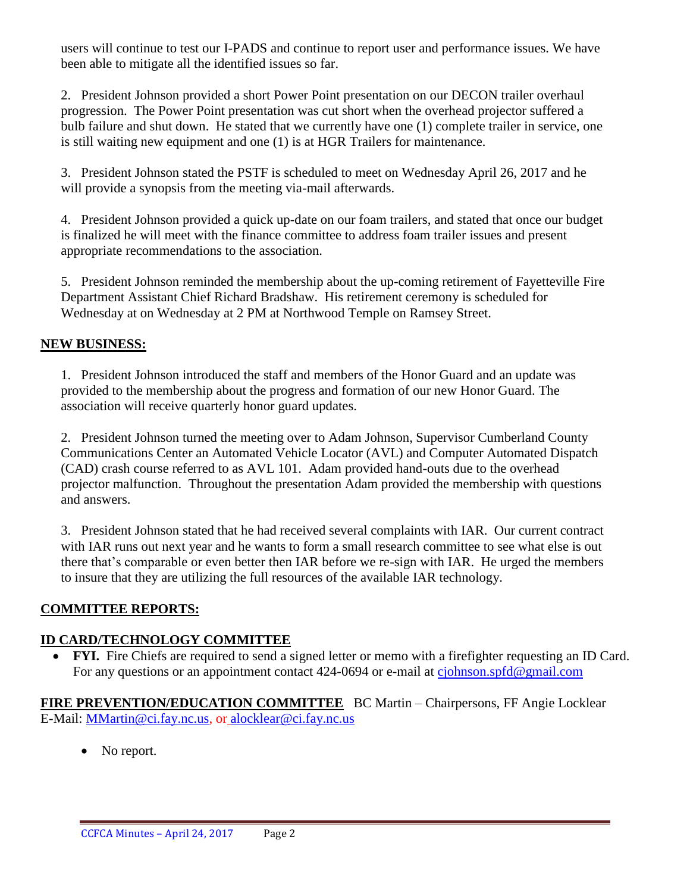users will continue to test our I-PADS and continue to report user and performance issues. We have been able to mitigate all the identified issues so far.

2. President Johnson provided a short Power Point presentation on our DECON trailer overhaul progression. The Power Point presentation was cut short when the overhead projector suffered a bulb failure and shut down. He stated that we currently have one (1) complete trailer in service, one is still waiting new equipment and one (1) is at HGR Trailers for maintenance.

3. President Johnson stated the PSTF is scheduled to meet on Wednesday April 26, 2017 and he will provide a synopsis from the meeting via-mail afterwards.

4. President Johnson provided a quick up-date on our foam trailers, and stated that once our budget is finalized he will meet with the finance committee to address foam trailer issues and present appropriate recommendations to the association.

5. President Johnson reminded the membership about the up-coming retirement of Fayetteville Fire Department Assistant Chief Richard Bradshaw. His retirement ceremony is scheduled for Wednesday at on Wednesday at 2 PM at Northwood Temple on Ramsey Street.

## NEW BUSINESS:

1. President Johnson introduced the staff and members of the Honor Guard and an update was provided to the membership about the progress and formation of our new Honor Guard. The association will receive quarterly honor guard updates.

2. President Johnson turned the meeting over to Adam Johnson, Supervisor Cumberland County Communications Center an Automated Vehicle Locator (AVL) and Computer Automated Dispatch (CAD) crash course referred to as AVL 101. Adam provided hand-outs due to the overhead projector malfunction. Throughout the presentation Adam provided the membership with questions and answers.

3. President Johnson stated that he had received several complaints with IAR. Our current contract with IAR runs out next year and he wants to form a small research committee to see what else is out there that's comparable or even better then IAR before we re-sign with IAR. He urged the members to insure that they are utilizing the full resources of the available IAR technology.

## COMMITTEE REPORTS:

### ID CARD/TECHNOLOGY COMMITTEE

- **FYI.** Fire Chiefs are required to send a signed letter or memo with a firefighter requesting an ID Card. For any questions or an appointment contact 424-0694 or e-mail at cjohnson.spfd@gmail.com

**FIRE PREVENTION/EDUCATION COMMITTEE** BC Martin – Chairpersons, FF Angie Locklear E-Mail: MMartin@ci.fay.nc.us, or alocklear@ci.fay.nc.us

- No report.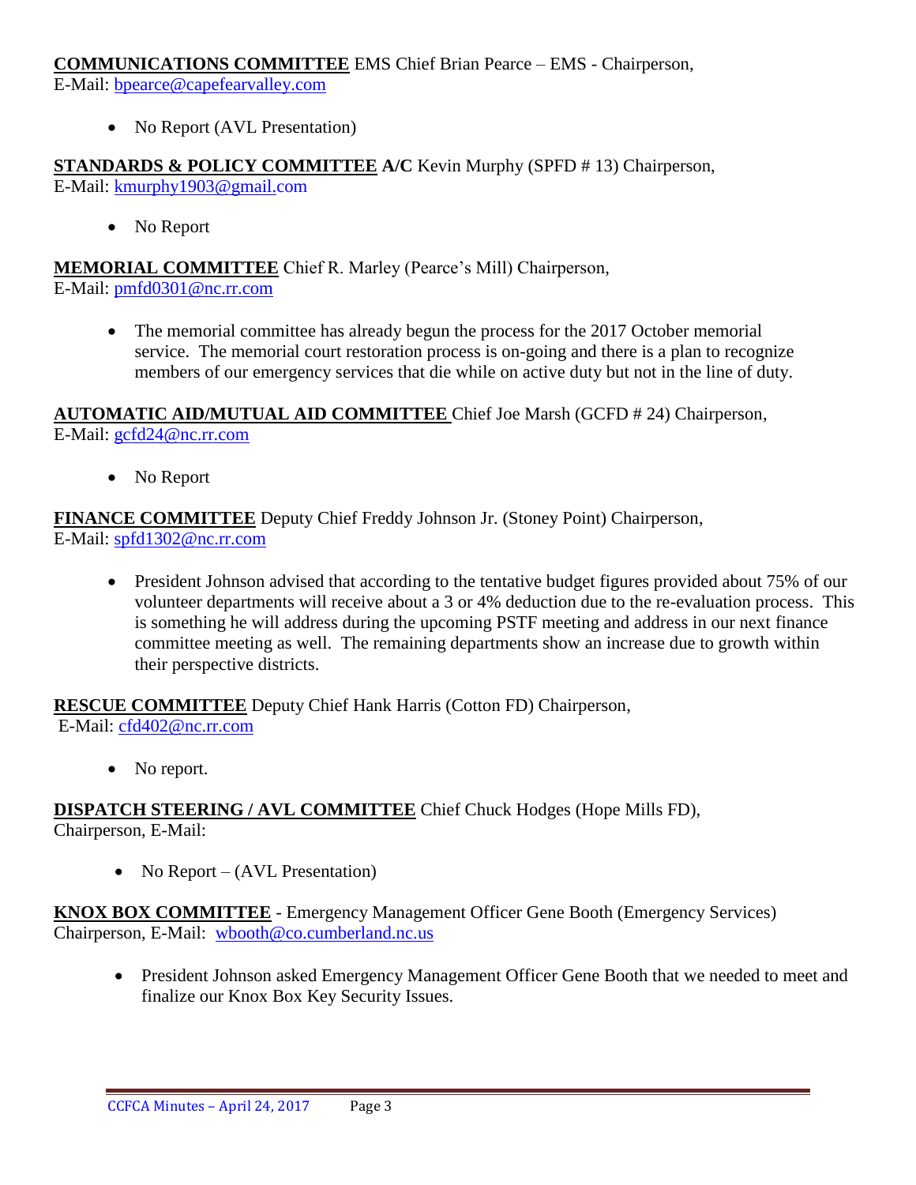**COMMUNICATIONS COMMITTEE** EMS Chief Brian Pearce – EMS - Chairperson,
E-Mail: bpearce@capefearvalley.com

- No Report (AVL Presentation)

**STANDARDS & POLICY COMMITTEE A/C** Kevin Murphy (SPFD # 13) Chairperson,
E-Mail: kmurphy1903@gmail.com

- No Report

**MEMORIAL COMMITTEE** Chief R. Marley (Pearce's Mill) Chairperson,
E-Mail: pmfd0301@nc.rr.com

- The memorial committee has already begun the process for the 2017 October memorial service. The memorial court restoration process is on-going and there is a plan to recognize members of our emergency services that die while on active duty but not in the line of duty.

**AUTOMATIC AID/MUTUAL AID COMMITTEE** Chief Joe Marsh (GCFD # 24) Chairperson,
E-Mail: gcfd24@nc.rr.com

- No Report

**FINANCE COMMITTEE** Deputy Chief Freddy Johnson Jr. (Stoney Point) Chairperson,
E-Mail: spfd1302@nc.rr.com

- President Johnson advised that according to the tentative budget figures provided about 75% of our volunteer departments will receive about a 3 or 4% deduction due to the re-evaluation process. This is something he will address during the upcoming PSTF meeting and address in our next finance committee meeting as well. The remaining departments show an increase due to growth within their perspective districts.

**RESCUE COMMITTEE** Deputy Chief Hank Harris (Cotton FD) Chairperson,
E-Mail: cfd402@nc.rr.com

- No report.

**DISPATCH STEERING / AVL COMMITTEE** Chief Chuck Hodges (Hope Mills FD),
Chairperson, E-Mail:

- No Report – (AVL Presentation)

**KNOX BOX COMMITTEE** - Emergency Management Officer Gene Booth (Emergency Services)
Chairperson, E-Mail: wbooth@co.cumberland.nc.us

- President Johnson asked Emergency Management Officer Gene Booth that we needed to meet and finalize our Knox Box Key Security Issues.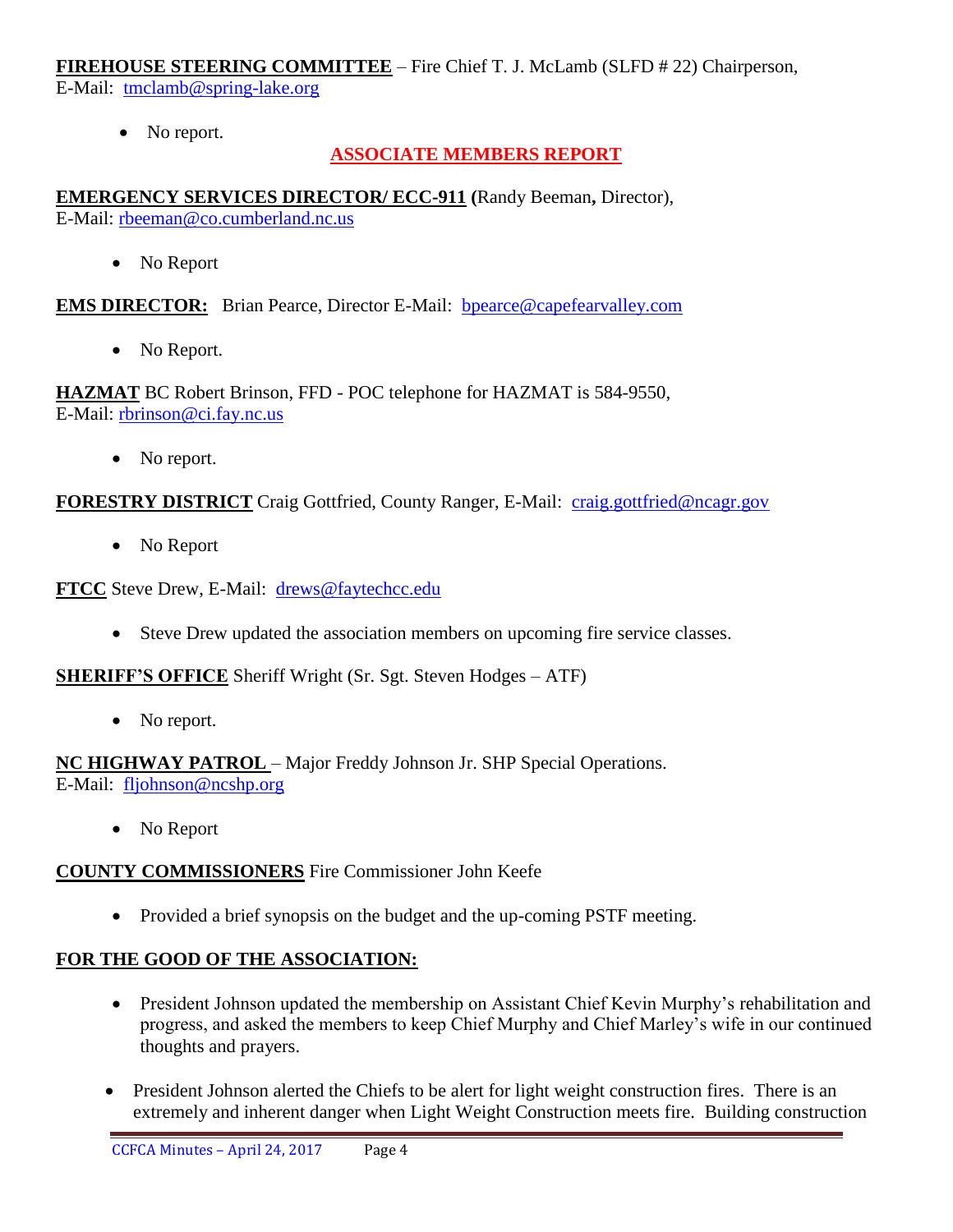**FIREHOUSE STEERING COMMITTEE** – Fire Chief T. J. McLamb (SLFD # 22) Chairperson, E-Mail: tmclamb@spring-lake.org

- No report.

## ASSOCIATE MEMBERS REPORT

**EMERGENCY SERVICES DIRECTOR/ ECC-911** (Randy Beeman**,** Director), E-Mail: rbeeman@co.cumberland.nc.us

- No Report

**EMS DIRECTOR:** Brian Pearce, Director E-Mail: bpearce@capefearvalley.com

- No Report.

**HAZMAT** BC Robert Brinson, FFD - POC telephone for HAZMAT is 584-9550, E-Mail: rbrinson@ci.fay.nc.us

- No report.

**FORESTRY DISTRICT** Craig Gottfried, County Ranger, E-Mail: craig.gottfried@ncagr.gov

- No Report

**FTCC** Steve Drew, E-Mail: drews@faytechcc.edu

- Steve Drew updated the association members on upcoming fire service classes.

**SHERIFF'S OFFICE** Sheriff Wright (Sr. Sgt. Steven Hodges – ATF)

- No report.

**NC HIGHWAY PATROL** – Major Freddy Johnson Jr. SHP Special Operations. E-Mail: fljohnson@ncshp.org

- No Report

**COUNTY COMMISSIONERS** Fire Commissioner John Keefe

- Provided a brief synopsis on the budget and the up-coming PSTF meeting.

**FOR THE GOOD OF THE ASSOCIATION:**

- President Johnson updated the membership on Assistant Chief Kevin Murphy's rehabilitation and progress, and asked the members to keep Chief Murphy and Chief Marley's wife in our continued thoughts and prayers.
- President Johnson alerted the Chiefs to be alert for light weight construction fires. There is an extremely and inherent danger when Light Weight Construction meets fire. Building construction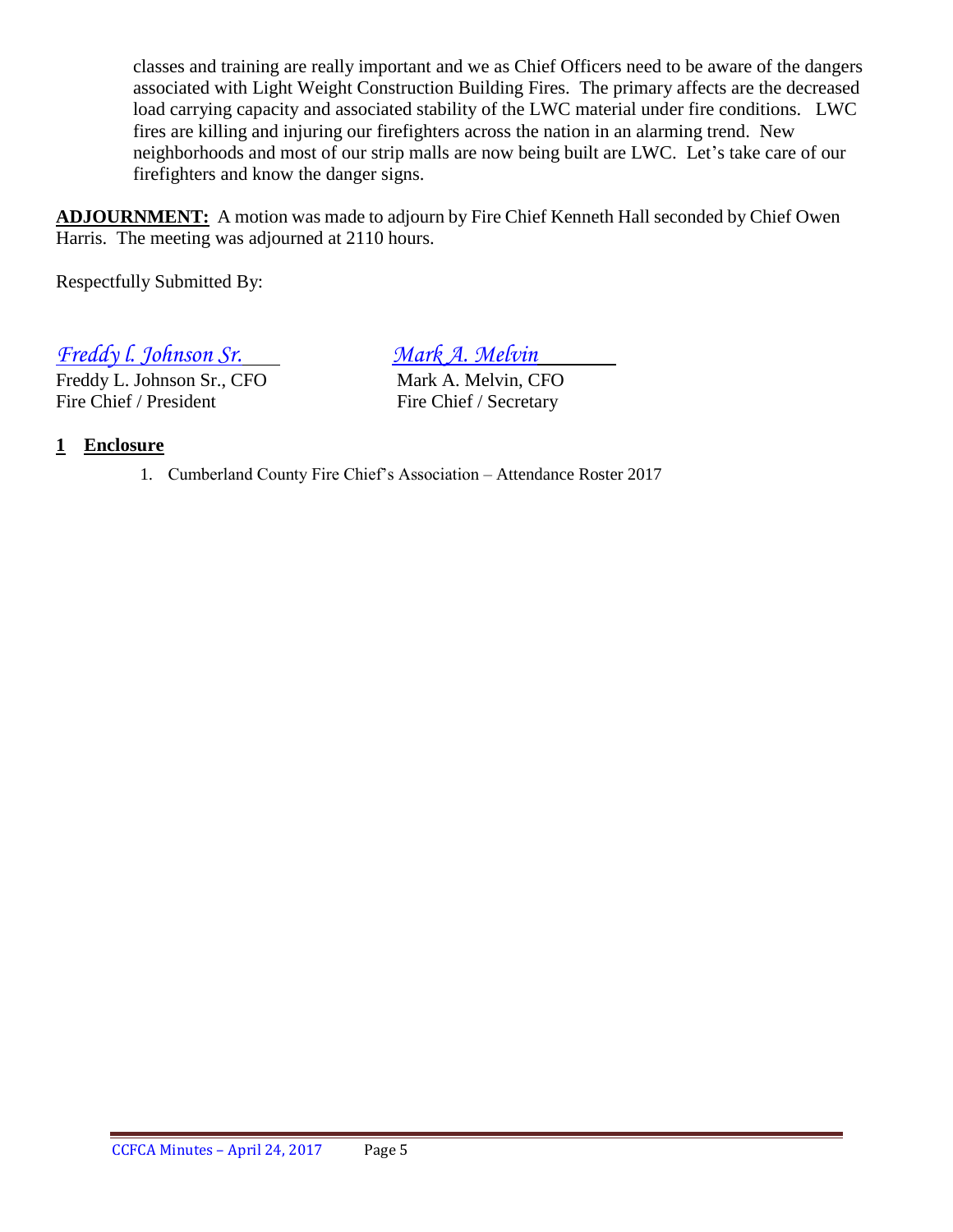classes and training are really important and we as Chief Officers need to be aware of the dangers associated with Light Weight Construction Building Fires. The primary affects are the decreased load carrying capacity and associated stability of the LWC material under fire conditions. LWC fires are killing and injuring our firefighters across the nation in an alarming trend. New neighborhoods and most of our strip malls are now being built are LWC. Let's take care of our firefighters and know the danger signs.

**ADJOURNMENT:** A motion was made to adjourn by Fire Chief Kenneth Hall seconded by Chief Owen Harris. The meeting was adjourned at 2110 hours.

Respectfully Submitted By:

*Freddy l. Johnson Sr.*  
Freddy L. Johnson Sr., CFO  
Fire Chief / President

*Mark A. Melvin*  
Mark A. Melvin, CFO  
Fire Chief / Secretary

**1 Enclosure**

1. Cumberland County Fire Chief's Association – Attendance Roster 2017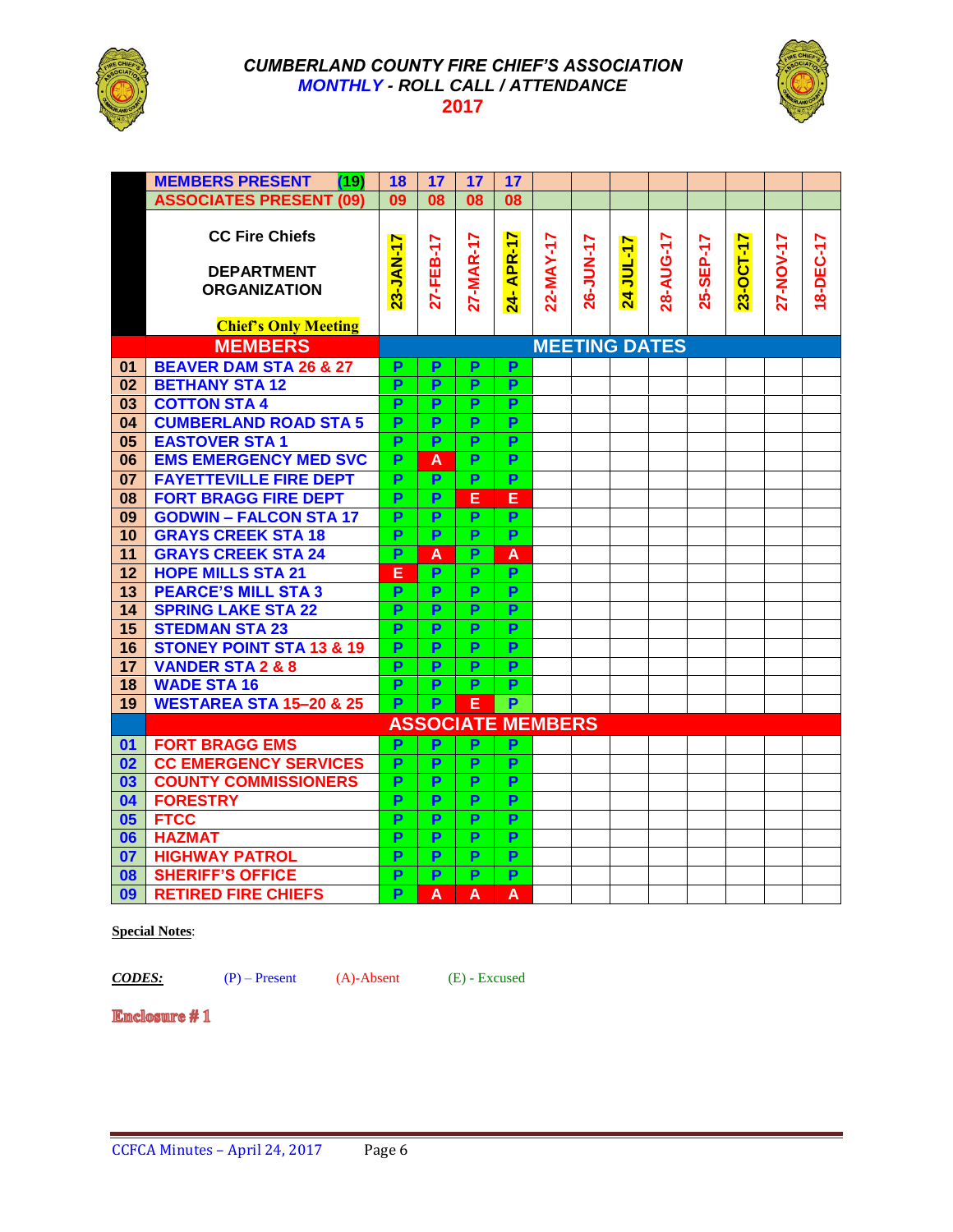# CUMBERLAND COUNTY FIRE CHIEF'S ASSOCIATION

## MONTHLY - ROLL CALL / ATTENDANCE

## 2017

| | MEMBERS PRESENT (19) | 18 | 17 | 17 | 17 | | | | | | | | |
|---|---|---|---|---|---|---|---|---|---|---|---|---|---|
| | ASSOCIATES PRESENT (09) | 09 | 08 | 08 | 08 | | | | | | | | |
| | CC Fire Chiefs DEPARTMENT ORGANIZATION Chief's Only Meeting | 23-JAN-17 | 27-FEB-17 | 27-MAR-17 | 24- APR-17 | 22-MAY-17 | 26-JUN-17 | 24 JUL-17 | 28-AUG-17 | 25-SEP-17 | 23-OCT-17 | 27-NOV-17 | 18-DEC-17 |
| | MEMBERS | MEETING DATES | | | | | | | | | | | |
| 01 | BEAVER DAM STA 26 & 27 | P | P | P | P | | | | | | | | |
| 02 | BETHANY STA 12 | P | P | P | P | | | | | | | | |
| 03 | COTTON STA 4 | P | P | P | P | | | | | | | | |
| 04 | CUMBERLAND ROAD STA 5 | P | P | P | P | | | | | | | | |
| 05 | EASTOVER STA 1 | P | P | P | P | | | | | | | | |
| 06 | EMS EMERGENCY MED SVC | P | A | P | P | | | | | | | | |
| 07 | FAYETTEVILLE FIRE DEPT | P | P | P | P | | | | | | | | |
| 08 | FORT BRAGG FIRE DEPT | P | P | E | E | | | | | | | | |
| 09 | GODWIN – FALCON STA 17 | P | P | P | P | | | | | | | | |
| 10 | GRAYS CREEK STA 18 | P | P | P | P | | | | | | | | |
| 11 | GRAYS CREEK STA 24 | P | A | P | A | | | | | | | | |
| 12 | HOPE MILLS STA 21 | E | P | P | P | | | | | | | | |
| 13 | PEARCE'S MILL STA 3 | P | P | P | P | | | | | | | | |
| 14 | SPRING LAKE STA 22 | P | P | P | P | | | | | | | | |
| 15 | STEDMAN STA 23 | P | P | P | P | | | | | | | | |
| 16 | STONEY POINT STA 13 & 19 | P | P | P | P | | | | | | | | |
| 17 | VANDER STA 2 & 8 | P | P | P | P | | | | | | | | |
| 18 | WADE STA 16 | P | P | P | P | | | | | | | | |
| 19 | WESTAREA STA 15–20 & 25 | P | P | E | P | | | | | | | | |
| | ASSOCIATE MEMBERS | | | | | | | | | | | | |
| 01 | FORT BRAGG EMS | P | P | P | P | | | | | | | | |
| 02 | CC EMERGENCY SERVICES | P | P | P | P | | | | | | | | |
| 03 | COUNTY COMMISSIONERS | P | P | P | P | | | | | | | | |
| 04 | FORESTRY | P | P | P | P | | | | | | | | |
| 05 | FTCC | P | P | P | P | | | | | | | | |
| 06 | HAZMAT | P | P | P | P | | | | | | | | |
| 07 | HIGHWAY PATROL | P | P | P | P | | | | | | | | |
| 08 | SHERIFF'S OFFICE | P | P | P | P | | | | | | | | |
| 09 | RETIRED FIRE CHIEFS | P | A | A | A | | | | | | | | |

**Special Notes**:

***CODES:*** (P) – Present (A)-Absent (E) - Excused

**Enclosure # 1**